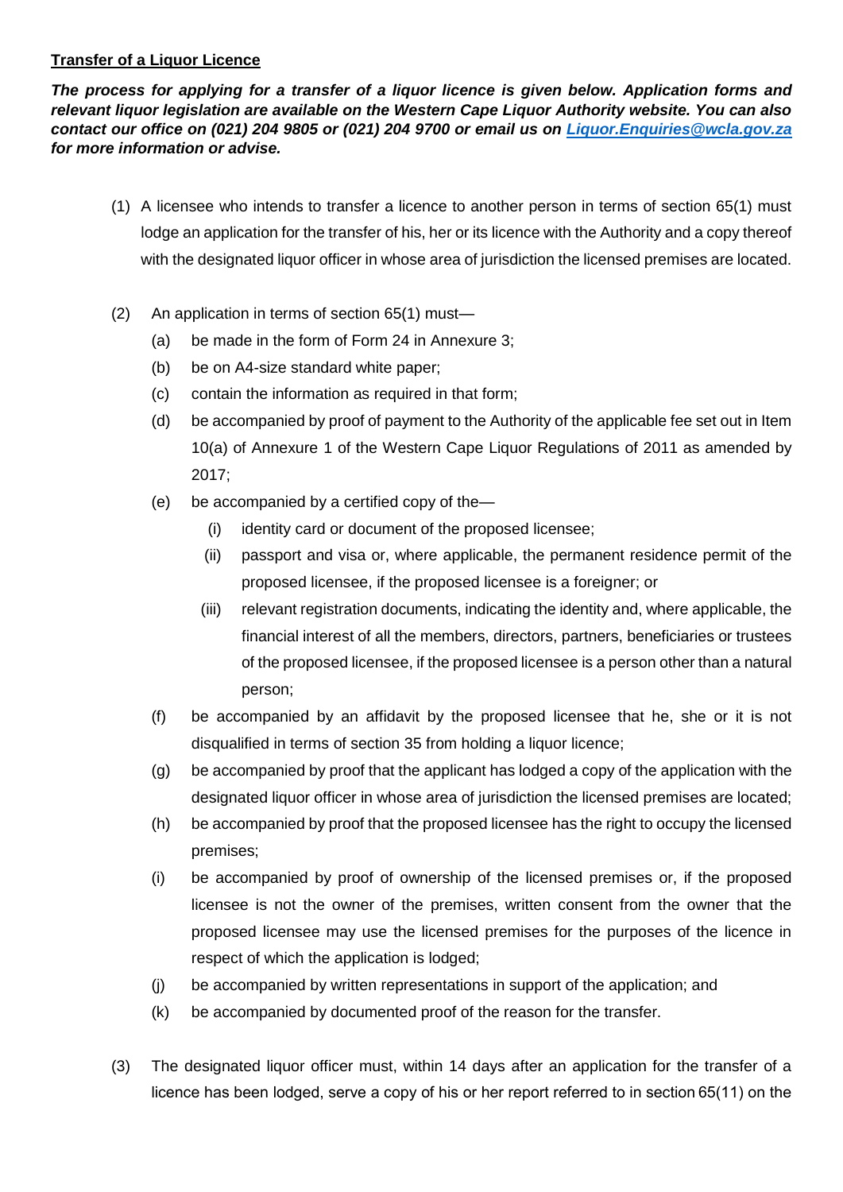**Transfer of a Liquor Licence**

***The process for applying for a transfer of a liquor licence is given below. Application forms and relevant liquor legislation are available on the Western Cape Liquor Authority website. You can also contact our office on (021) 204 9805 or (021) 204 9700 or email us on [Liquor.Enquiries@wcla.gov.za](mailto:Liquor.Enquiries@wcla.gov.za) for more information or advise.***

(1) A licensee who intends to transfer a licence to another person in terms of section 65(1) must lodge an application for the transfer of his, her or its licence with the Authority and a copy thereof with the designated liquor officer in whose area of jurisdiction the licensed premises are located.

(2) An application in terms of section 65(1) must—

- (a) be made in the form of Form 24 in Annexure 3;
- (b) be on A4-size standard white paper;
- (c) contain the information as required in that form;
- (d) be accompanied by proof of payment to the Authority of the applicable fee set out in Item 10(a) of Annexure 1 of the Western Cape Liquor Regulations of 2011 as amended by 2017;
- (e) be accompanied by a certified copy of the—
  - (i) identity card or document of the proposed licensee;
  - (ii) passport and visa or, where applicable, the permanent residence permit of the proposed licensee, if the proposed licensee is a foreigner; or
  - (iii) relevant registration documents, indicating the identity and, where applicable, the financial interest of all the members, directors, partners, beneficiaries or trustees of the proposed licensee, if the proposed licensee is a person other than a natural person;
- (f) be accompanied by an affidavit by the proposed licensee that he, she or it is not disqualified in terms of section 35 from holding a liquor licence;
- (g) be accompanied by proof that the applicant has lodged a copy of the application with the designated liquor officer in whose area of jurisdiction the licensed premises are located;
- (h) be accompanied by proof that the proposed licensee has the right to occupy the licensed premises;
- (i) be accompanied by proof of ownership of the licensed premises or, if the proposed licensee is not the owner of the premises, written consent from the owner that the proposed licensee may use the licensed premises for the purposes of the licence in respect of which the application is lodged;
- (j) be accompanied by written representations in support of the application; and
- (k) be accompanied by documented proof of the reason for the transfer.

(3) The designated liquor officer must, within 14 days after an application for the transfer of a licence has been lodged, serve a copy of his or her report referred to in section 65(11) on the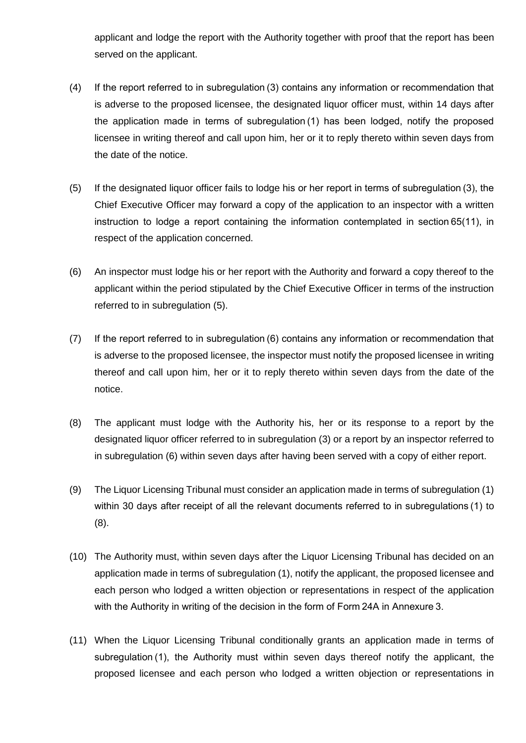applicant and lodge the report with the Authority together with proof that the report has been served on the applicant.

(4) If the report referred to in subregulation (3) contains any information or recommendation that is adverse to the proposed licensee, the designated liquor officer must, within 14 days after the application made in terms of subregulation (1) has been lodged, notify the proposed licensee in writing thereof and call upon him, her or it to reply thereto within seven days from the date of the notice.

(5) If the designated liquor officer fails to lodge his or her report in terms of subregulation (3), the Chief Executive Officer may forward a copy of the application to an inspector with a written instruction to lodge a report containing the information contemplated in section 65(11), in respect of the application concerned.

(6) An inspector must lodge his or her report with the Authority and forward a copy thereof to the applicant within the period stipulated by the Chief Executive Officer in terms of the instruction referred to in subregulation (5).

(7) If the report referred to in subregulation (6) contains any information or recommendation that is adverse to the proposed licensee, the inspector must notify the proposed licensee in writing thereof and call upon him, her or it to reply thereto within seven days from the date of the notice.

(8) The applicant must lodge with the Authority his, her or its response to a report by the designated liquor officer referred to in subregulation (3) or a report by an inspector referred to in subregulation (6) within seven days after having been served with a copy of either report.

(9) The Liquor Licensing Tribunal must consider an application made in terms of subregulation (1) within 30 days after receipt of all the relevant documents referred to in subregulations (1) to (8).

(10) The Authority must, within seven days after the Liquor Licensing Tribunal has decided on an application made in terms of subregulation (1), notify the applicant, the proposed licensee and each person who lodged a written objection or representations in respect of the application with the Authority in writing of the decision in the form of Form 24A in Annexure 3.

(11) When the Liquor Licensing Tribunal conditionally grants an application made in terms of subregulation (1), the Authority must within seven days thereof notify the applicant, the proposed licensee and each person who lodged a written objection or representations in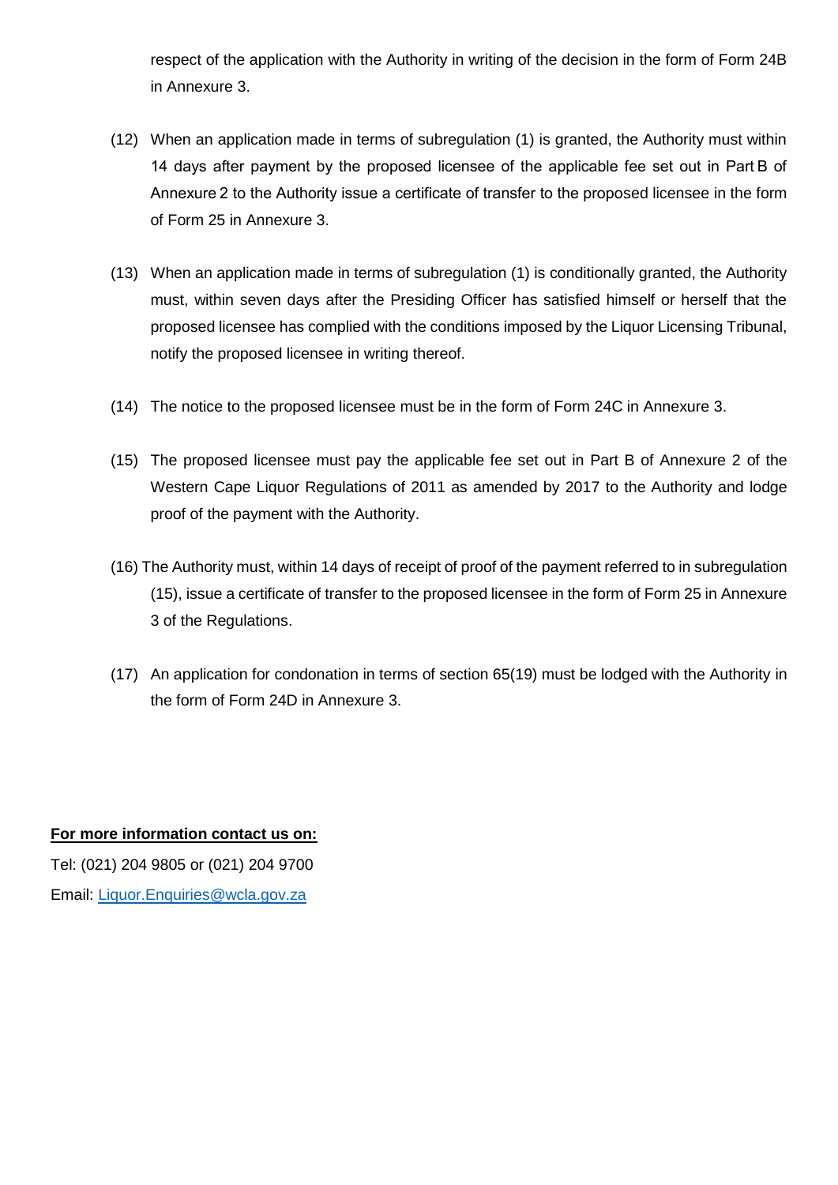respect of the application with the Authority in writing of the decision in the form of Form 24B in Annexure 3.

(12) When an application made in terms of subregulation (1) is granted, the Authority must within 14 days after payment by the proposed licensee of the applicable fee set out in Part B of Annexure 2 to the Authority issue a certificate of transfer to the proposed licensee in the form of Form 25 in Annexure 3.

(13) When an application made in terms of subregulation (1) is conditionally granted, the Authority must, within seven days after the Presiding Officer has satisfied himself or herself that the proposed licensee has complied with the conditions imposed by the Liquor Licensing Tribunal, notify the proposed licensee in writing thereof.

(14) The notice to the proposed licensee must be in the form of Form 24C in Annexure 3.

(15) The proposed licensee must pay the applicable fee set out in Part B of Annexure 2 of the Western Cape Liquor Regulations of 2011 as amended by 2017 to the Authority and lodge proof of the payment with the Authority.

(16) The Authority must, within 14 days of receipt of proof of the payment referred to in subregulation (15), issue a certificate of transfer to the proposed licensee in the form of Form 25 in Annexure 3 of the Regulations.

(17) An application for condonation in terms of section 65(19) must be lodged with the Authority in the form of Form 24D in Annexure 3.

**For more information contact us on:**

Tel: (021) 204 9805 or (021) 204 9700

Email: [Liquor.Enquiries@wcla.gov.za](mailto:Liquor.Enquiries@wcla.gov.za)